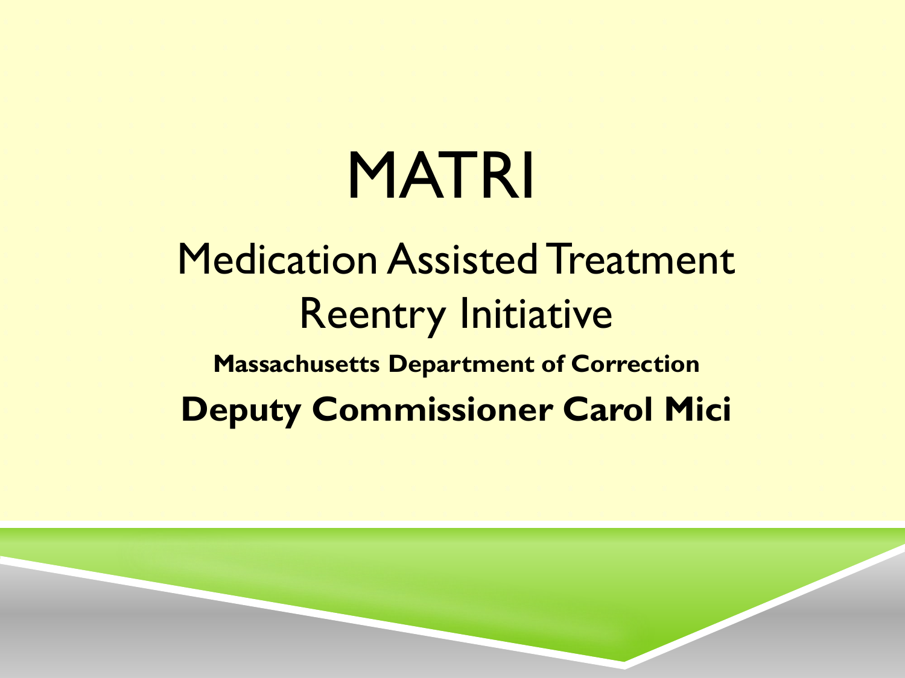# MATRI

## Medication Assisted Treatment Reentry Initiative

**Massachusetts Department of Correction**

**Deputy Commissioner Carol Mici**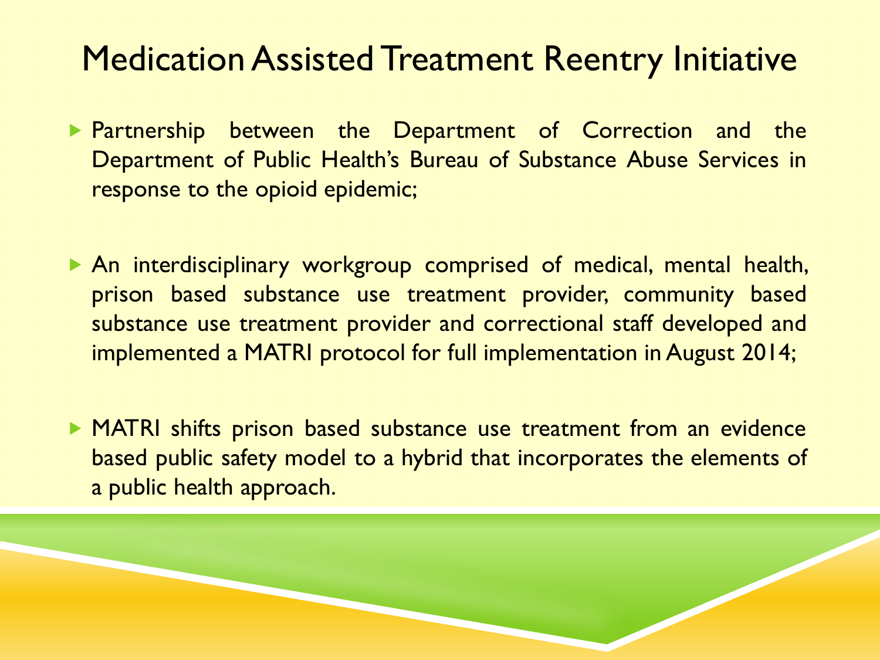# Medication Assisted Treatment Reentry Initiative

- Partnership between the Department of Correction and the Department of Public Health's Bureau of Substance Abuse Services in response to the opioid epidemic;
- An interdisciplinary workgroup comprised of medical, mental health, prison based substance use treatment provider, community based substance use treatment provider and correctional staff developed and implemented a MATRI protocol for full implementation in August 2014;
- MATRI shifts prison based substance use treatment from an evidence based public safety model to a hybrid that incorporates the elements of a public health approach.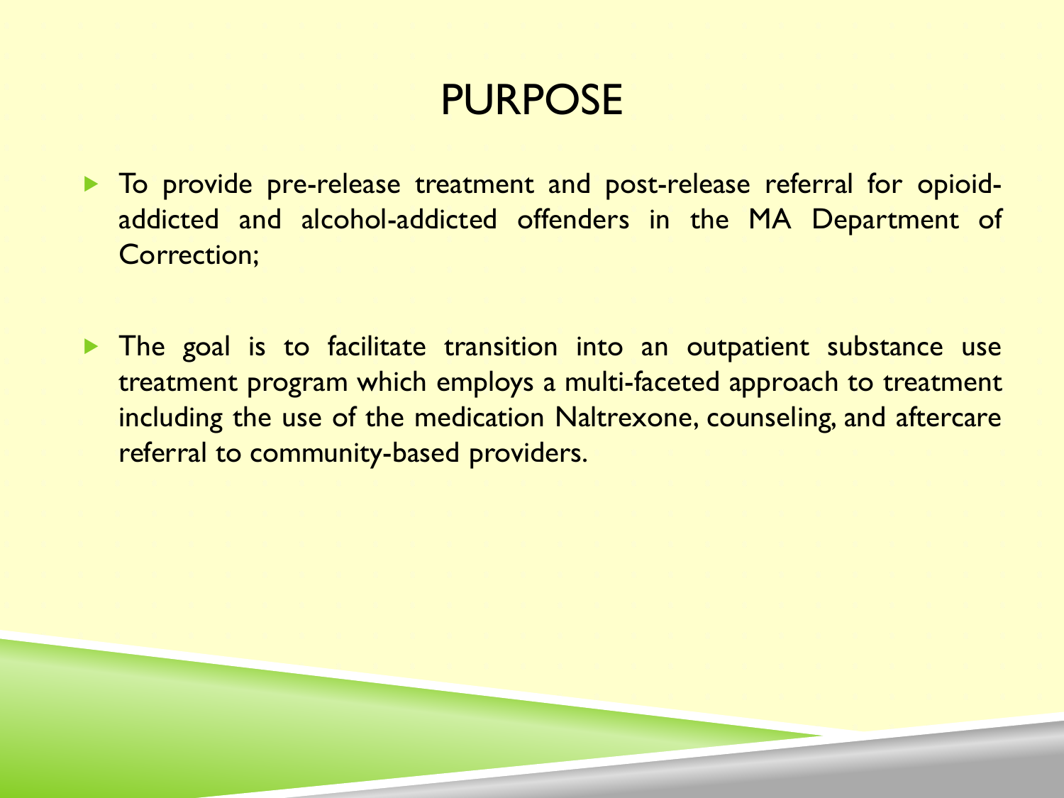# PURPOSE

- To provide pre-release treatment and post-release referral for opioid-addicted and alcohol-addicted offenders in the MA Department of Correction;

- The goal is to facilitate transition into an outpatient substance use treatment program which employs a multi-faceted approach to treatment including the use of the medication Naltrexone, counseling, and aftercare referral to community-based providers.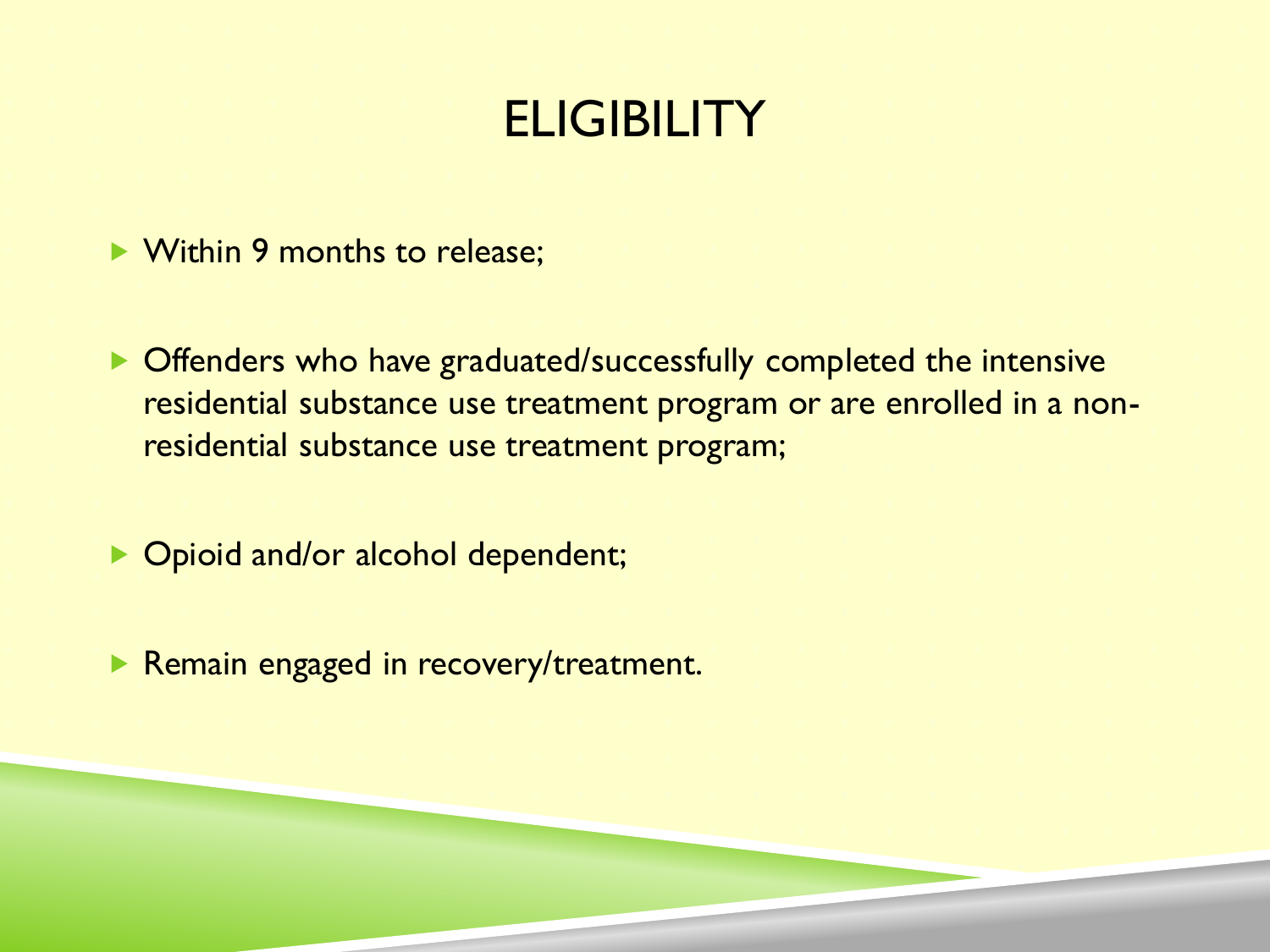# ELIGIBILITY

- Within 9 months to release;
- Offenders who have graduated/successfully completed the intensive residential substance use treatment program or are enrolled in a non-residential substance use treatment program;
- Opioid and/or alcohol dependent;
- Remain engaged in recovery/treatment.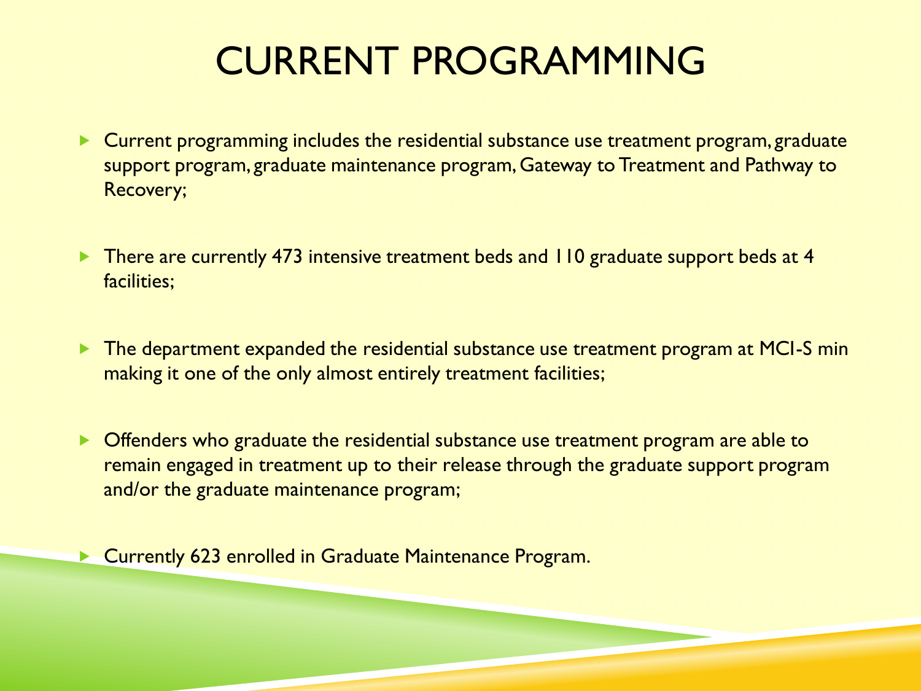# CURRENT PROGRAMMING

- Current programming includes the residential substance use treatment program, graduate support program, graduate maintenance program, Gateway to Treatment and Pathway to Recovery;
- There are currently 473 intensive treatment beds and 110 graduate support beds at 4 facilities;
- The department expanded the residential substance use treatment program at MCI-S min making it one of the only almost entirely treatment facilities;
- Offenders who graduate the residential substance use treatment program are able to remain engaged in treatment up to their release through the graduate support program and/or the graduate maintenance program;
- Currently 623 enrolled in Graduate Maintenance Program.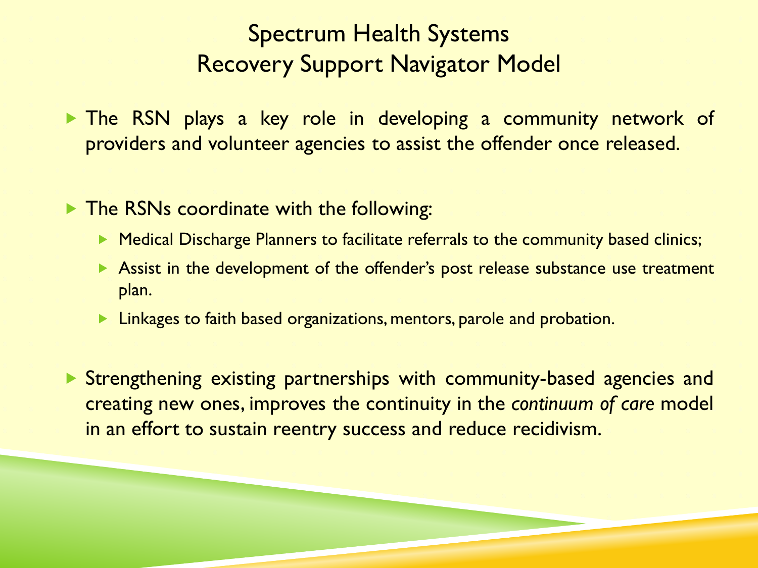# Spectrum Health Systems
# Recovery Support Navigator Model

- The RSN plays a key role in developing a community network of providers and volunteer agencies to assist the offender once released.

- The RSNs coordinate with the following:
  - Medical Discharge Planners to facilitate referrals to the community based clinics;
  - Assist in the development of the offender's post release substance use treatment plan.
  - Linkages to faith based organizations, mentors, parole and probation.

- Strengthening existing partnerships with community-based agencies and creating new ones, improves the continuity in the *continuum of care* model in an effort to sustain reentry success and reduce recidivism.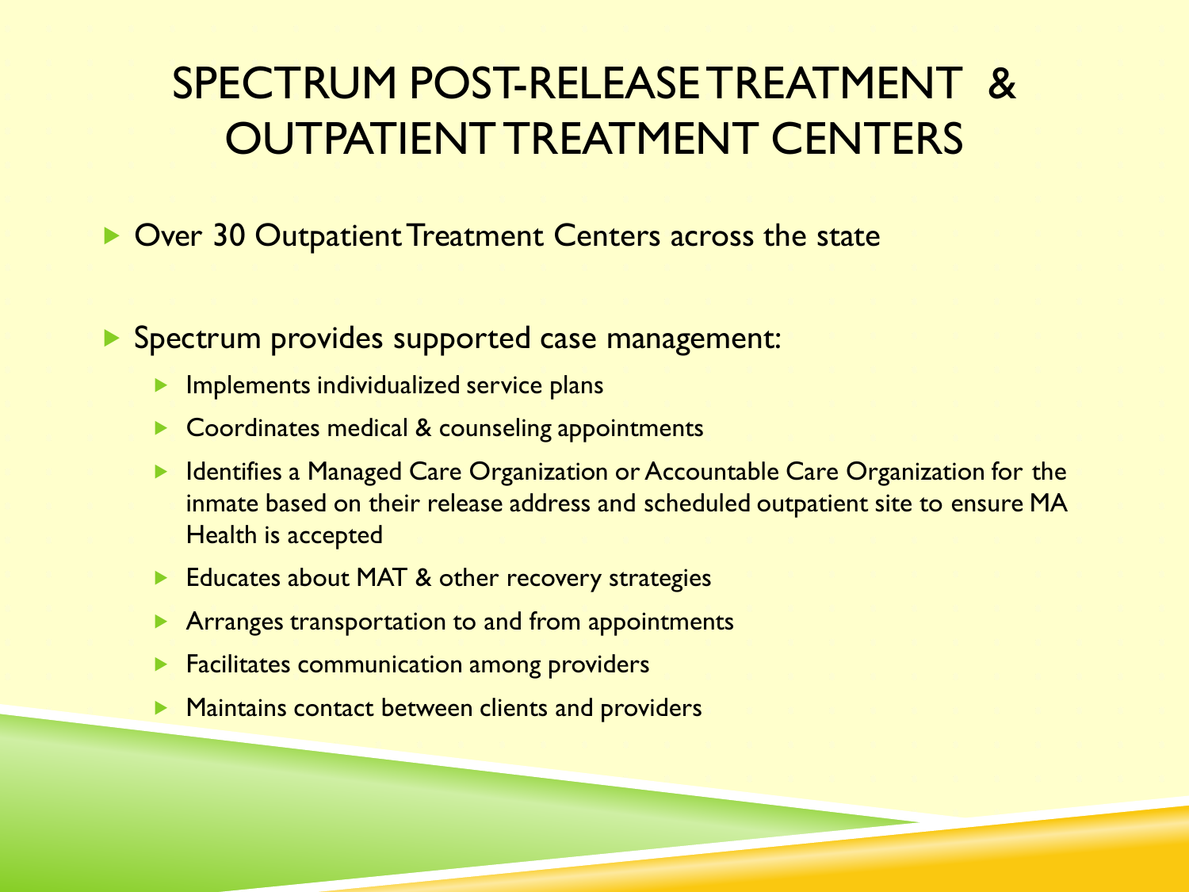# SPECTRUM POST-RELEASE TREATMENT & OUTPATIENT TREATMENT CENTERS

- Over 30 Outpatient Treatment Centers across the state

- Spectrum provides supported case management:
  - Implements individualized service plans
  - Coordinates medical & counseling appointments
  - Identifies a Managed Care Organization or Accountable Care Organization for the inmate based on their release address and scheduled outpatient site to ensure MA Health is accepted
  - Educates about MAT & other recovery strategies
  - Arranges transportation to and from appointments
  - Facilitates communication among providers
  - Maintains contact between clients and providers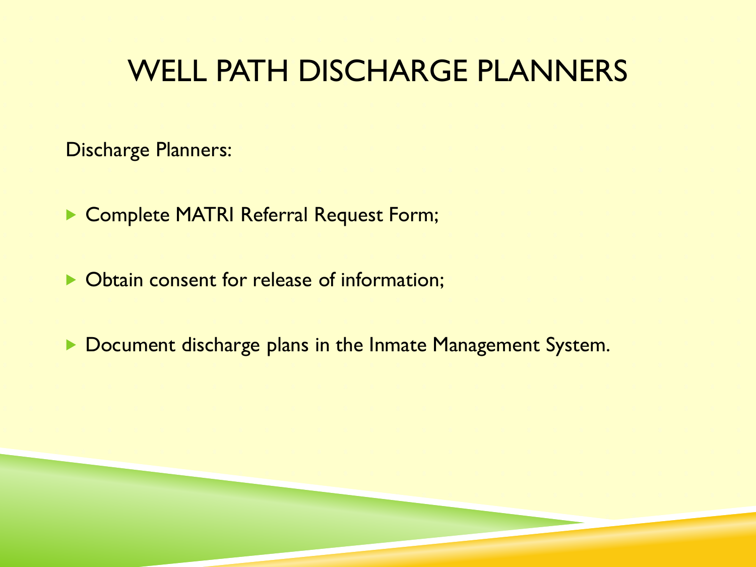# WELL PATH DISCHARGE PLANNERS

Discharge Planners:

- Complete MATRI Referral Request Form;
- Obtain consent for release of information;
- Document discharge plans in the Inmate Management System.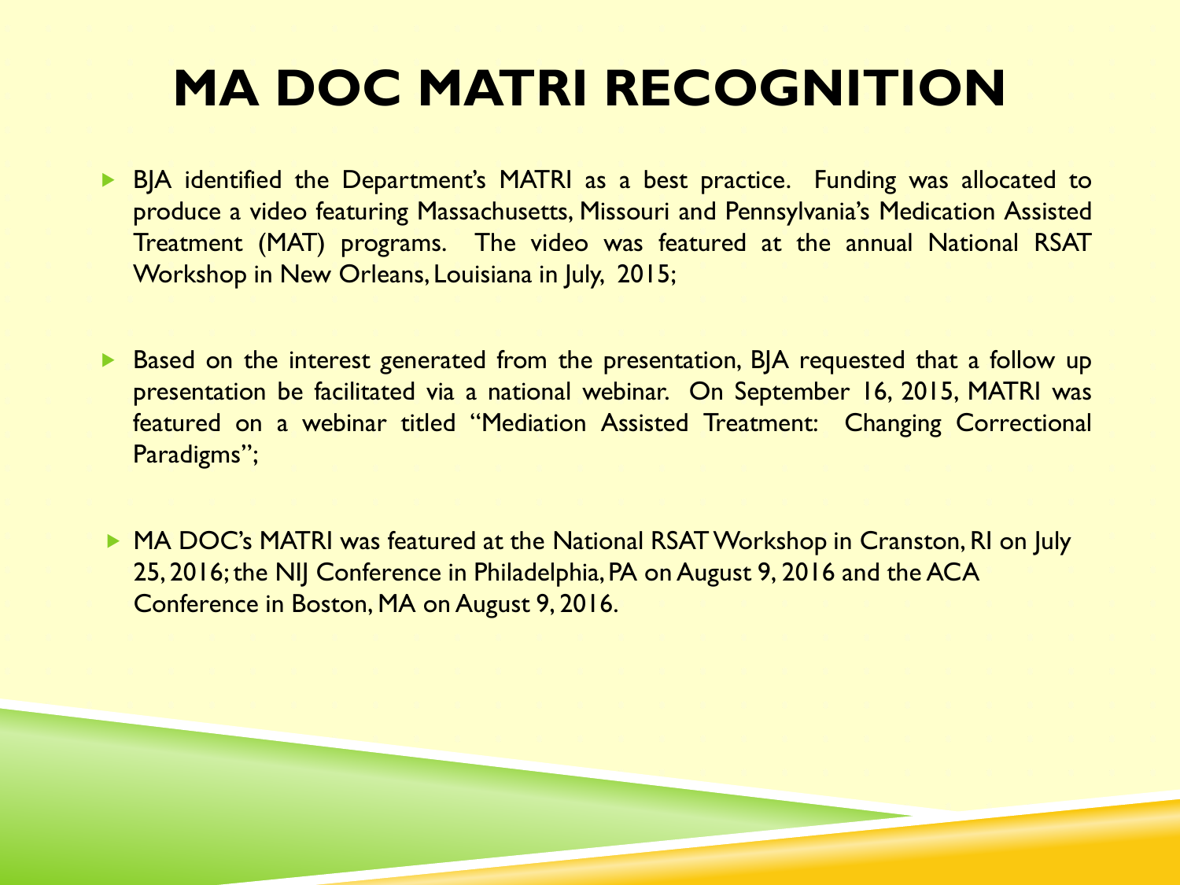# MA DOC MATRI RECOGNITION

- BJA identified the Department's MATRI as a best practice. Funding was allocated to produce a video featuring Massachusetts, Missouri and Pennsylvania's Medication Assisted Treatment (MAT) programs. The video was featured at the annual National RSAT Workshop in New Orleans, Louisiana in July, 2015;

- Based on the interest generated from the presentation, BJA requested that a follow up presentation be facilitated via a national webinar. On September 16, 2015, MATRI was featured on a webinar titled "Mediation Assisted Treatment: Changing Correctional Paradigms";

- MA DOC's MATRI was featured at the National RSAT Workshop in Cranston, RI on July 25, 2016; the NIJ Conference in Philadelphia, PA on August 9, 2016 and the ACA Conference in Boston, MA on August 9, 2016.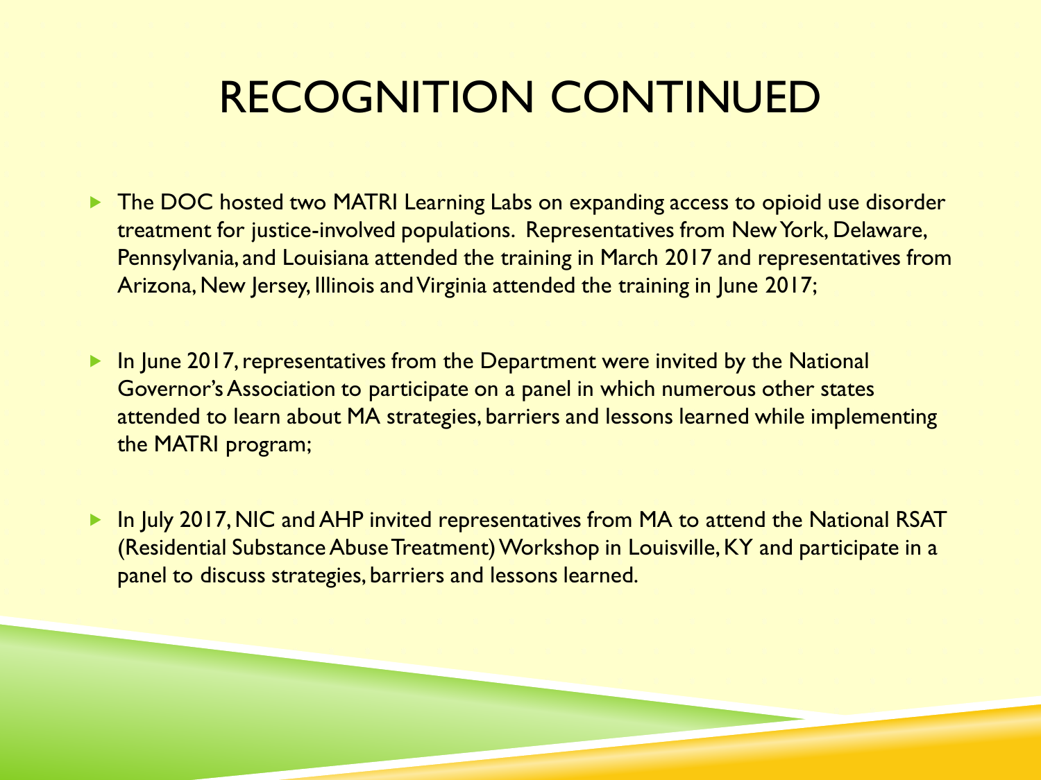# RECOGNITION CONTINUED

- The DOC hosted two MATRI Learning Labs on expanding access to opioid use disorder treatment for justice-involved populations. Representatives from New York, Delaware, Pennsylvania, and Louisiana attended the training in March 2017 and representatives from Arizona, New Jersey, Illinois and Virginia attended the training in June 2017;
- In June 2017, representatives from the Department were invited by the National Governor's Association to participate on a panel in which numerous other states attended to learn about MA strategies, barriers and lessons learned while implementing the MATRI program;
- In July 2017, NIC and AHP invited representatives from MA to attend the National RSAT (Residential Substance Abuse Treatment) Workshop in Louisville, KY and participate in a panel to discuss strategies, barriers and lessons learned.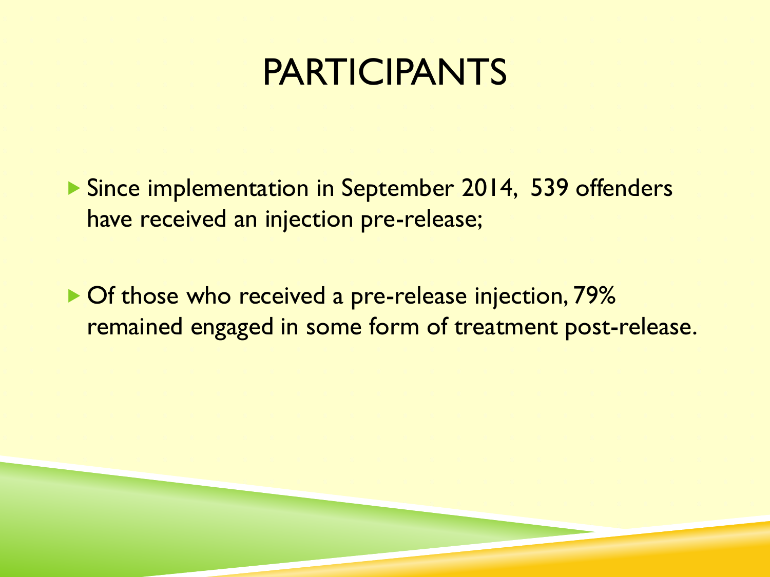# PARTICIPANTS

- Since implementation in September 2014, 539 offenders have received an injection pre-release;
- Of those who received a pre-release injection, 79% remained engaged in some form of treatment post-release.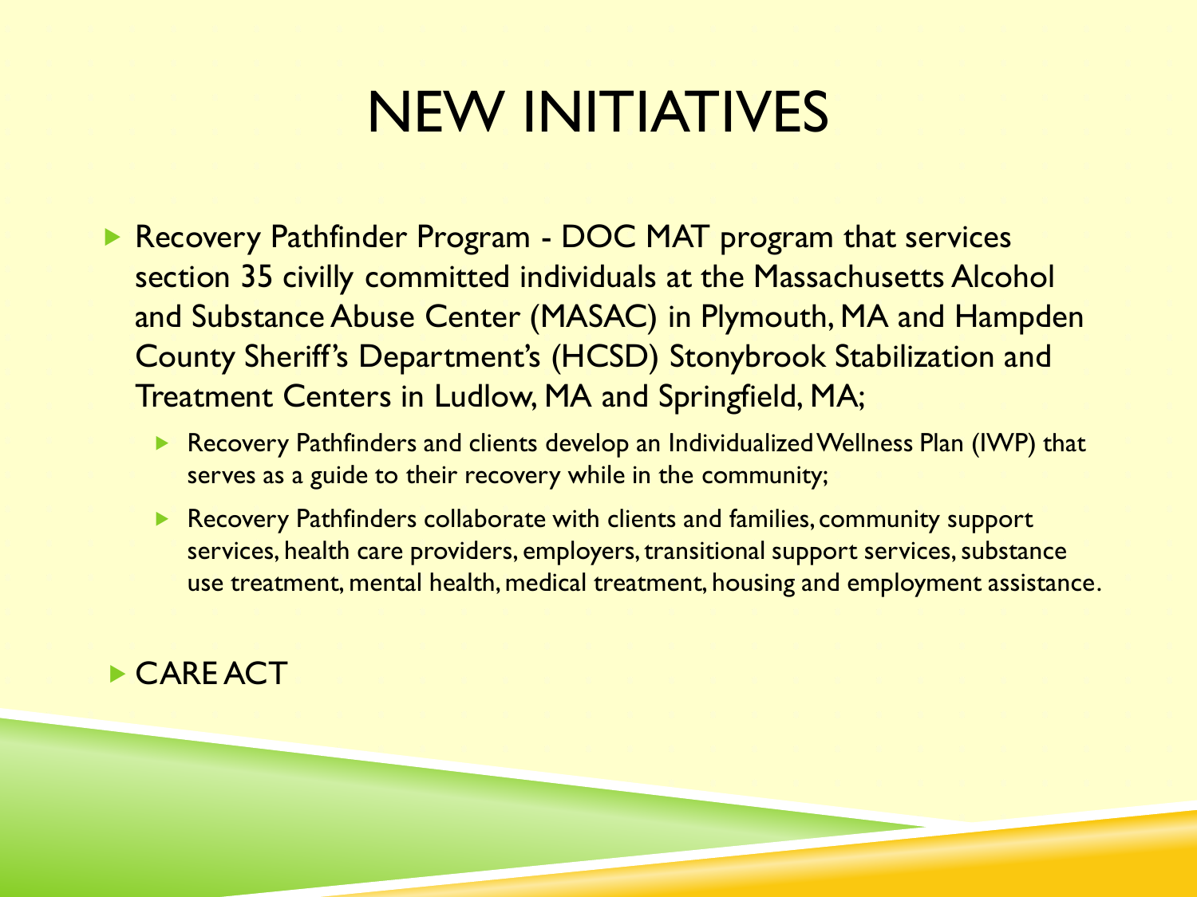# NEW INITIATIVES

- Recovery Pathfinder Program - DOC MAT program that services section 35 civilly committed individuals at the Massachusetts Alcohol and Substance Abuse Center (MASAC) in Plymouth, MA and Hampden County Sheriff's Department's (HCSD) Stonybrook Stabilization and Treatment Centers in Ludlow, MA and Springfield, MA;
  - Recovery Pathfinders and clients develop an Individualized Wellness Plan (IWP) that serves as a guide to their recovery while in the community;
  - Recovery Pathfinders collaborate with clients and families, community support services, health care providers, employers, transitional support services, substance use treatment, mental health, medical treatment, housing and employment assistance.
- CARE ACT